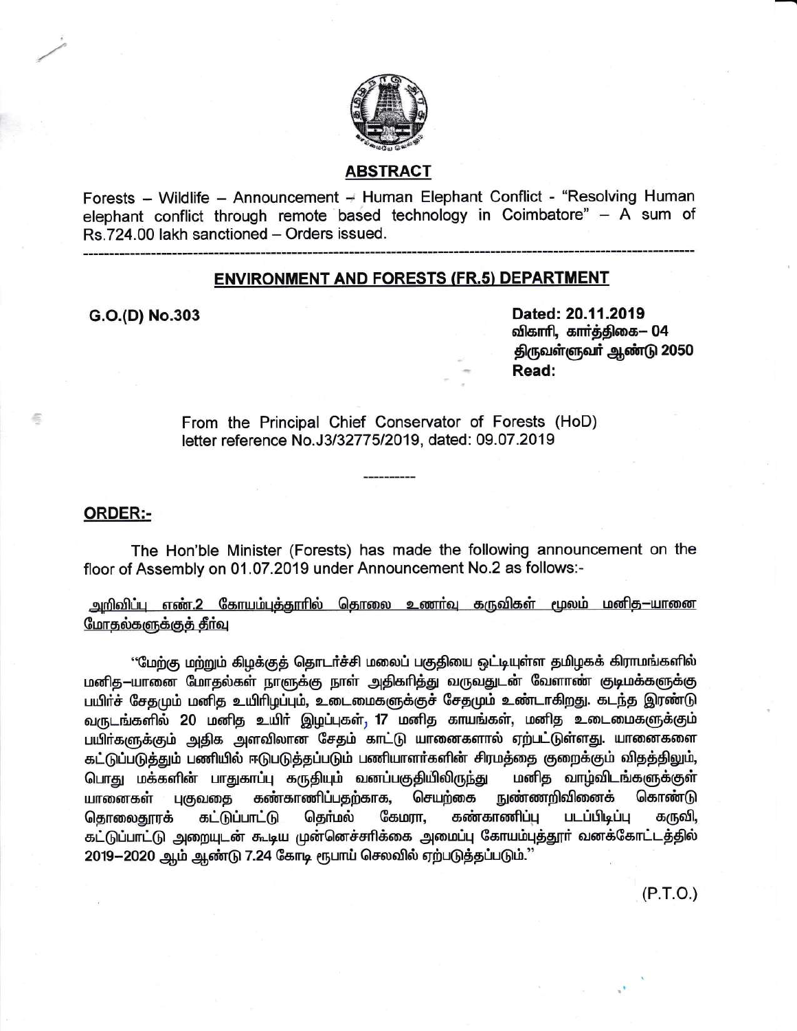**ABSTRACT**

Forests – Wildlife – Announcement – Human Elephant Conflict - "Resolving Human elephant conflict through remote based technology in Coimbatore" – A sum of Rs.724.00 lakh sanctioned – Orders issued.

---

**ENVIRONMENT AND FORESTS (FR.5) DEPARTMENT**

**G.O.(D) No.303**

**Dated: 20.11.2019**
**விகாரி, கார்த்திகை– 04**
**திருவள்ளுவர் ஆண்டு 2050**
**Read:**

From the Principal Chief Conservator of Forests (HoD) letter reference No.J3/32775/2019, dated: 09.07.2019

----------

**ORDER:-**

The Hon'ble Minister (Forests) has made the following announcement on the floor of Assembly on 01.07.2019 under Announcement No.2 as follows:-

அறிவிப்பு எண்.2 கோயம்புத்தூரில் தொலை உணர்வு கருவிகள் மூலம் மனித–யானை மோதல்களுக்குத் தீர்வு

"மேற்கு மற்றும் கிழக்குத் தொடர்ச்சி மலைப் பகுதியை ஒட்டியுள்ள தமிழகக் கிராமங்களில் மனித–யானை மோதல்கள் நாளுக்கு நாள் அதிகரித்து வருவதுடன் வேளாண் குடிமக்களுக்கு பயிர்ச் சேதமும் மனித உயிரிழப்பும், உடைமைகளுக்குச் சேதமும் உண்டாகிறது. கடந்த இரண்டு வருடங்களில் 20 மனித உயிர் இழப்புகள், 17 மனித காயங்கள், மனித உடைமைகளுக்கும் பயிர்களுக்கும் அதிக அளவிலான சேதம் காட்டு யானைகளால் ஏற்பட்டுள்ளது. யானைகளை கட்டுப்படுத்தும் பணியில் ஈடுபடுத்தப்படும் பணியாளர்களின் சிரமத்தை குறைக்கும் விதத்திலும், பொது மக்களின் பாதுகாப்பு கருதியும் வனப்பகுதியிலிருந்து மனித வாழ்விடங்களுக்குள் யானைகள் புகுவதை கண்காணிப்பதற்காக, செயற்கை நுண்ணறிவினைக் கொண்டு தொலைதூரக் கட்டுப்பாட்டு தெர்மல் கேமரா, கண்காணிப்பு படப்பிடிப்பு கருவி, கட்டுப்பாட்டு அறையுடன் கூடிய முன்னெச்சரிக்கை அமைப்பு கோயம்புத்தூர் வனக்கோட்டத்தில் 2019–2020 ஆம் ஆண்டு 7.24 கோடி ரூபாய் செலவில் ஏற்படுத்தப்படும்."

(P.T.O.)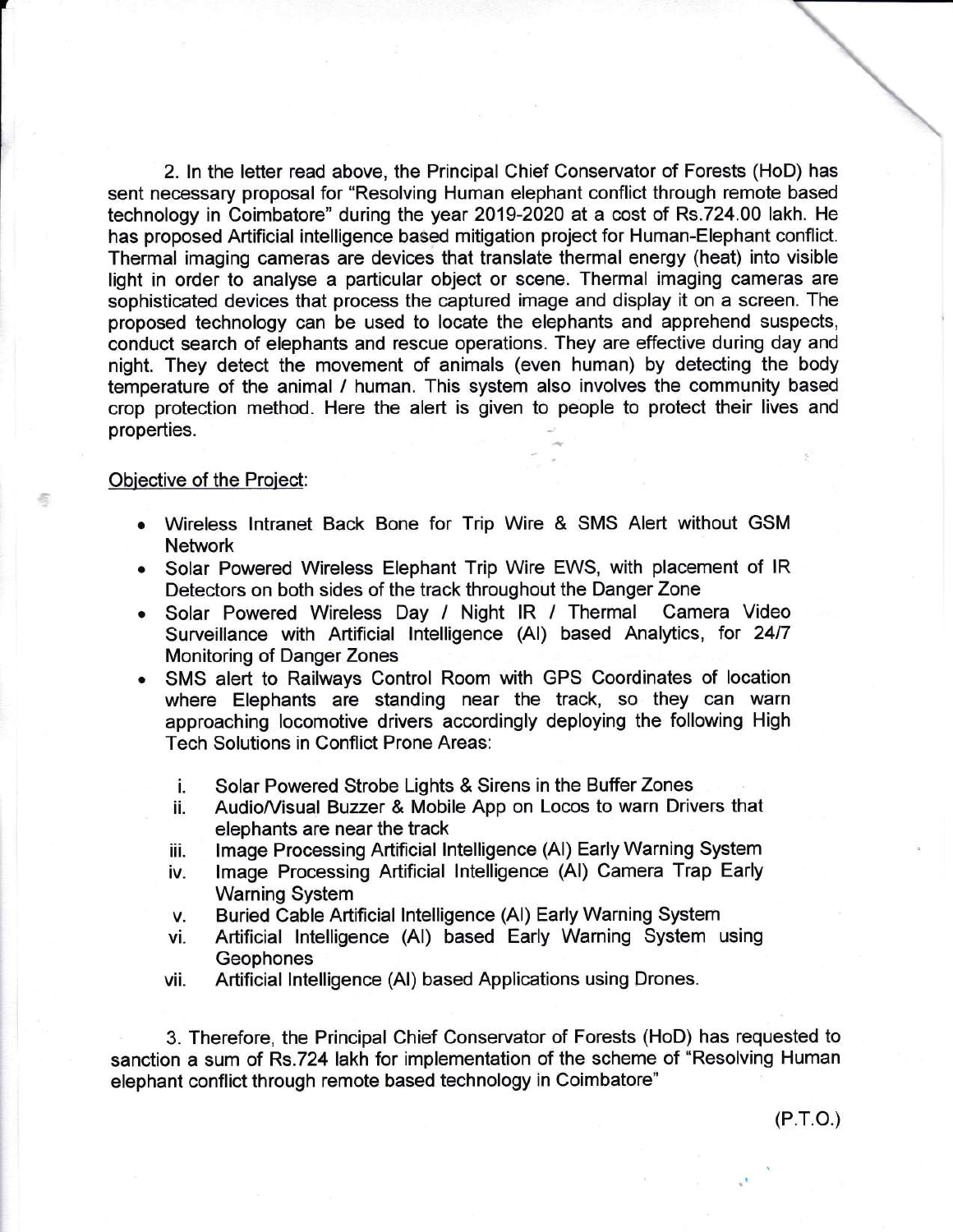2. In the letter read above, the Principal Chief Conservator of Forests (HoD) has sent necessary proposal for "Resolving Human elephant conflict through remote based technology in Coimbatore" during the year 2019-2020 at a cost of Rs.724.00 lakh. He has proposed Artificial intelligence based mitigation project for Human-Elephant conflict. Thermal imaging cameras are devices that translate thermal energy (heat) into visible light in order to analyse a particular object or scene. Thermal imaging cameras are sophisticated devices that process the captured image and display it on a screen. The proposed technology can be used to locate the elephants and apprehend suspects, conduct search of elephants and rescue operations. They are effective during day and night. They detect the movement of animals (even human) by detecting the body temperature of the animal / human. This system also involves the community based crop protection method. Here the alert is given to people to protect their lives and properties.

Objective of the Project:

- Wireless Intranet Back Bone for Trip Wire & SMS Alert without GSM Network
- Solar Powered Wireless Elephant Trip Wire EWS, with placement of IR Detectors on both sides of the track throughout the Danger Zone
- Solar Powered Wireless Day / Night IR / Thermal Camera Video Surveillance with Artificial Intelligence (AI) based Analytics, for 24/7 Monitoring of Danger Zones
- SMS alert to Railways Control Room with GPS Coordinates of location where Elephants are standing near the track, so they can warn approaching locomotive drivers accordingly deploying the following High Tech Solutions in Conflict Prone Areas:

  i. Solar Powered Strobe Lights & Sirens in the Buffer Zones
  ii. Audio/Visual Buzzer & Mobile App on Locos to warn Drivers that elephants are near the track
  iii. Image Processing Artificial Intelligence (AI) Early Warning System
  iv. Image Processing Artificial Intelligence (AI) Camera Trap Early Warning System
  v. Buried Cable Artificial Intelligence (AI) Early Warning System
  vi. Artificial Intelligence (AI) based Early Warning System using Geophones
  vii. Artificial Intelligence (AI) based Applications using Drones.

3. Therefore, the Principal Chief Conservator of Forests (HoD) has requested to sanction a sum of Rs.724 lakh for implementation of the scheme of "Resolving Human elephant conflict through remote based technology in Coimbatore"

(P.T.O.)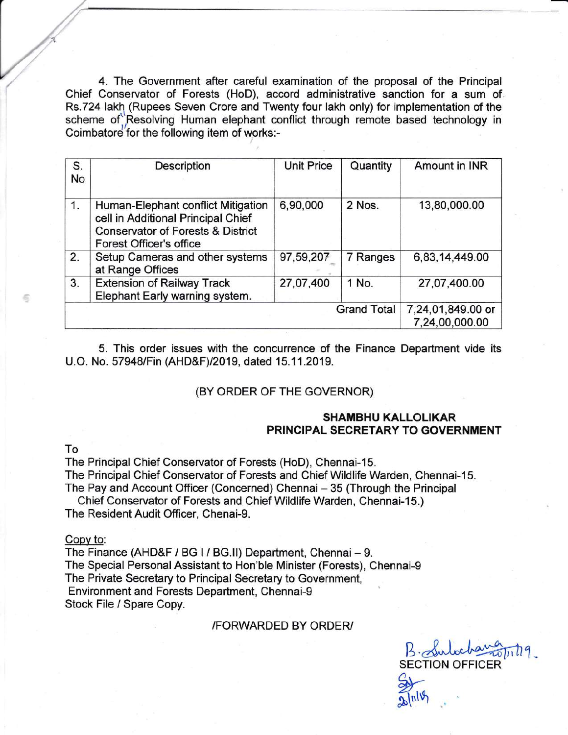4. The Government after careful examination of the proposal of the Principal Chief Conservator of Forests (HoD), accord administrative sanction for a sum of Rs.724 lakh (Rupees Seven Crore and Twenty four lakh only) for implementation of the scheme of "Resolving Human elephant conflict through remote based technology in Coimbatore" for the following item of works:-

| S. No | Description | Unit Price | Quantity | Amount in INR |
|---|---|---|---|---|
| 1. | Human-Elephant conflict Mitigation cell in Additional Principal Chief Conservator of Forests & District Forest Officer's office | 6,90,000 | 2 Nos. | 13,80,000.00 |
| 2. | Setup Cameras and other systems at Range Offices | 97,59,207 | 7 Ranges | 6,83,14,449.00 |
| 3. | Extension of Railway Track Elephant Early warning system. | 27,07,400 | 1 No. | 27,07,400.00 |
| | | | Grand Total | 7,24,01,849.00 or 7,24,00,000.00 |

5. This order issues with the concurrence of the Finance Department vide its U.O. No. 57948/Fin (AHD&F)/2019, dated 15.11.2019.

(BY ORDER OF THE GOVERNOR)

**SHAMBHU KALLOLIKAR**
**PRINCIPAL SECRETARY TO GOVERNMENT**

To

The Principal Chief Conservator of Forests (HoD), Chennai-15.
The Principal Chief Conservator of Forests and Chief Wildlife Warden, Chennai-15.
The Pay and Account Officer (Concerned) Chennai – 35 (Through the Principal Chief Conservator of Forests and Chief Wildlife Warden, Chennai-15.)
The Resident Audit Officer, Chenai-9.

Copy to:

The Finance (AHD&F / BG I / BG.II) Department, Chennai – 9.
The Special Personal Assistant to Hon'ble Minister (Forests), Chennai-9
The Private Secretary to Principal Secretary to Government, Environment and Forests Department, Chennai-9
Stock File / Spare Copy.

/FORWARDED BY ORDER/

B. Sulochana 20/11/19.
SECTION OFFICER
20/11/19